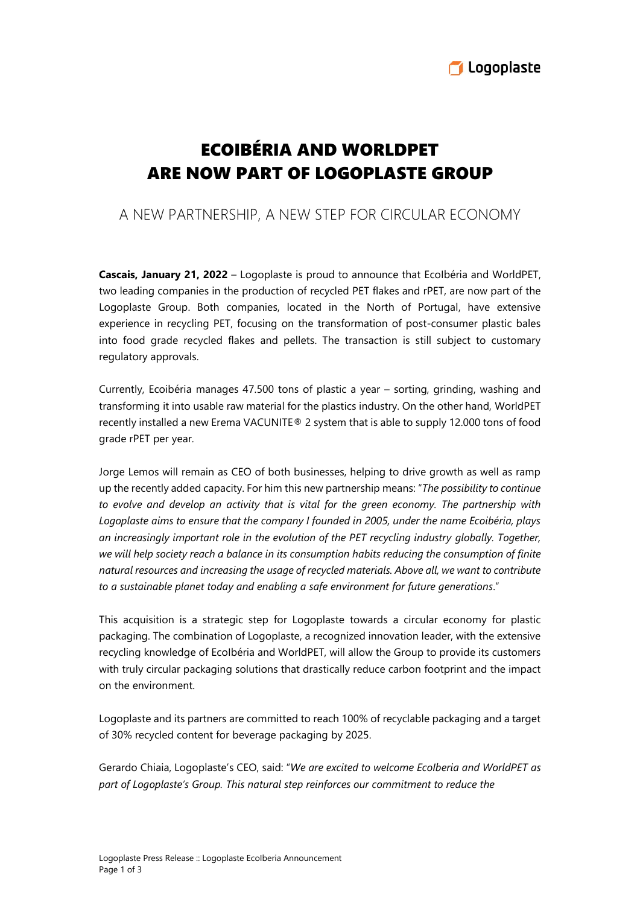# ECOIBÉRIA AND WORLDPET ARE NOW PART OF LOGOPLASTE GROUP

## A NEW PARTNERSHIP, A NEW STEP FOR CIRCULAR ECONOMY

**Cascais, January 21, 2022** – Logoplaste is proud to announce that EcoIbéria and WorldPET, two leading companies in the production of recycled PET flakes and rPET, are now part of the Logoplaste Group. Both companies, located in the North of Portugal, have extensive experience in recycling PET, focusing on the transformation of post-consumer plastic bales into food grade recycled flakes and pellets. The transaction is still subject to customary regulatory approvals.

Currently, Ecoibéria manages 47.500 tons of plastic a year – sorting, grinding, washing and transforming it into usable raw material for the plastics industry. On the other hand, WorldPET recently installed a new Erema VACUNITE® 2 system that is able to supply 12.000 tons of food grade rPET per year.

Jorge Lemos will remain as CEO of both businesses, helping to drive growth as well as ramp up the recently added capacity. For him this new partnership means: "*The possibility to continue to evolve and develop an activity that is vital for the green economy. The partnership with Logoplaste aims to ensure that the company I founded in 2005, under the name Ecoibéria, plays an increasingly important role in the evolution of the PET recycling industry globally. Together, we will help society reach a balance in its consumption habits reducing the consumption of finite natural resources and increasing the usage of recycled materials. Above all, we want to contribute to a sustainable planet today and enabling a safe environment for future generations*."

This acquisition is a strategic step for Logoplaste towards a circular economy for plastic packaging. The combination of Logoplaste, a recognized innovation leader, with the extensive recycling knowledge of EcoIbéria and WorldPET, will allow the Group to provide its customers with truly circular packaging solutions that drastically reduce carbon footprint and the impact on the environment.

Logoplaste and its partners are committed to reach 100% of recyclable packaging and a target of 30% recycled content for beverage packaging by 2025.

Gerardo Chiaia, Logoplaste's CEO, said: "*We are excited to welcome EcoIberia and WorldPET as part of Logoplaste's Group. This natural step reinforces our commitment to reduce the*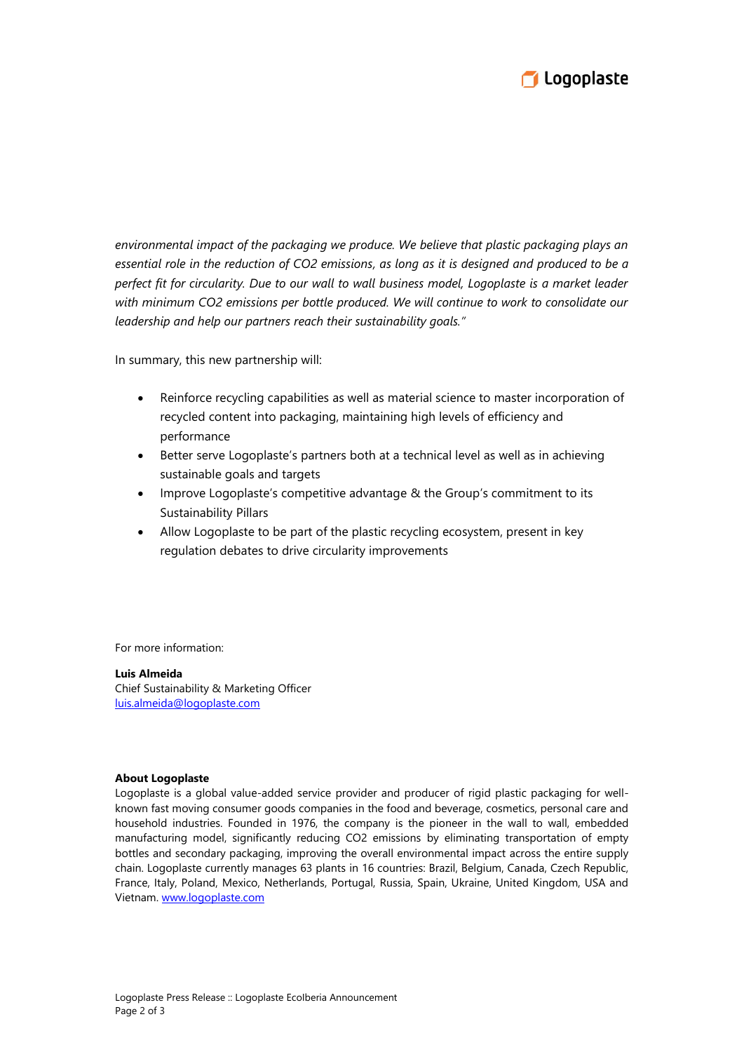*environmental impact of the packaging we produce. We believe that plastic packaging plays an essential role in the reduction of $CO_2$ emissions, as long as it is designed and produced to be a perfect fit for circularity. Due to our wall to wall business model, Logoplaste is a market leader with minimum $CO_2$ emissions per bottle produced. We will continue to work to consolidate our leadership and help our partners reach their sustainability goals."*

In summary, this new partnership will:

- Reinforce recycling capabilities as well as material science to master incorporation of recycled content into packaging, maintaining high levels of efficiency and performance
- Better serve Logoplaste's partners both at a technical level as well as in achieving sustainable goals and targets
- Improve Logoplaste's competitive advantage & the Group's commitment to its Sustainability Pillars
- Allow Logoplaste to be part of the plastic recycling ecosystem, present in key regulation debates to drive circularity improvements

For more information:

**Luis Almeida**
Chief Sustainability & Marketing Officer
luis.almeida@logoplaste.com

**About Logoplaste**
Logoplaste is a global value-added service provider and producer of rigid plastic packaging for well-known fast moving consumer goods companies in the food and beverage, cosmetics, personal care and household industries. Founded in 1976, the company is the pioneer in the wall to wall, embedded manufacturing model, significantly reducing $CO_2$ emissions by eliminating transportation of empty bottles and secondary packaging, improving the overall environmental impact across the entire supply chain. Logoplaste currently manages 63 plants in 16 countries: Brazil, Belgium, Canada, Czech Republic, France, Italy, Poland, Mexico, Netherlands, Portugal, Russia, Spain, Ukraine, United Kingdom, USA and Vietnam. www.logoplaste.com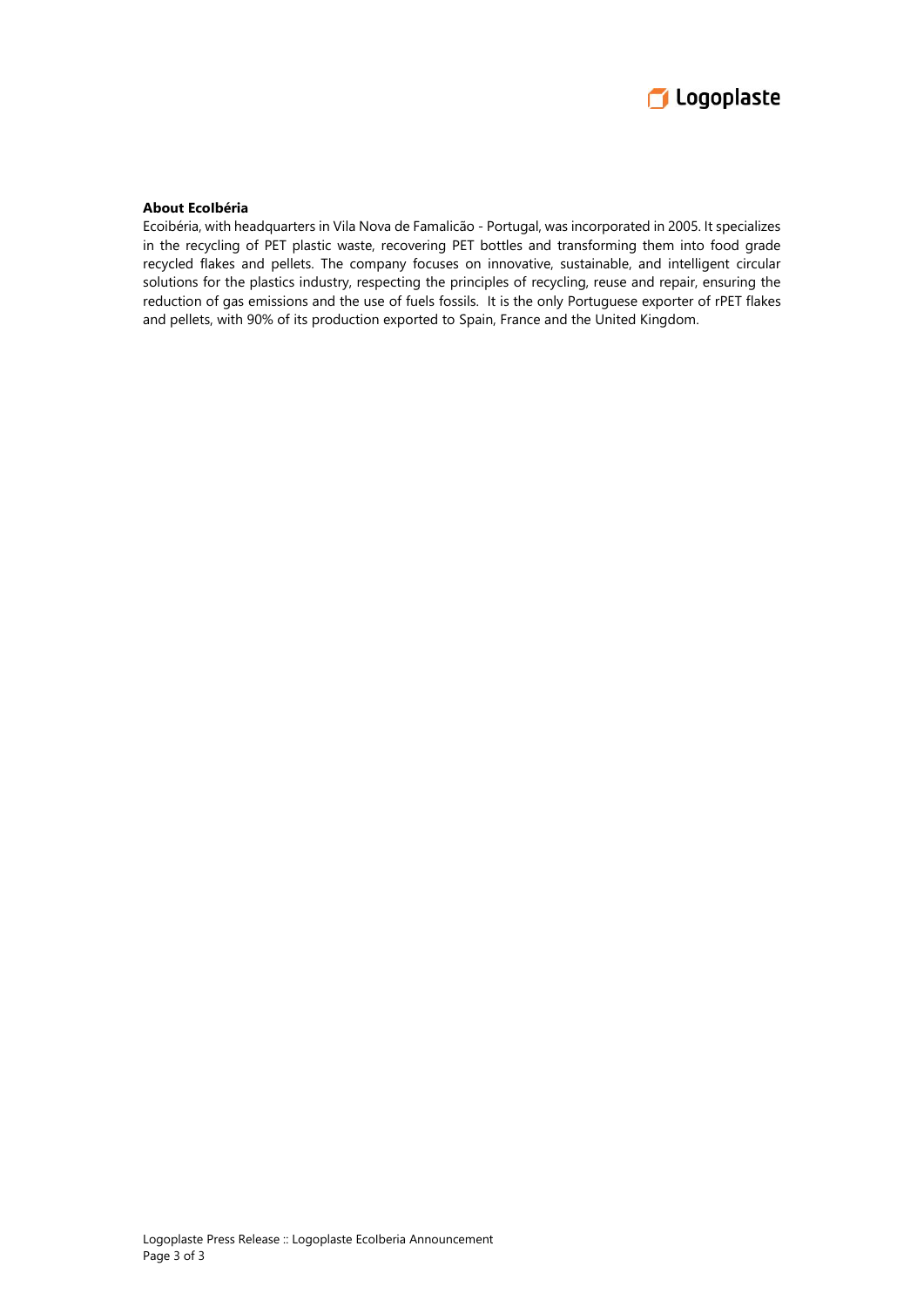**About EcoIbéria**

Ecoibéria, with headquarters in Vila Nova de Famalicão - Portugal, was incorporated in 2005. It specializes in the recycling of PET plastic waste, recovering PET bottles and transforming them into food grade recycled flakes and pellets. The company focuses on innovative, sustainable, and intelligent circular solutions for the plastics industry, respecting the principles of recycling, reuse and repair, ensuring the reduction of gas emissions and the use of fuels fossils. It is the only Portuguese exporter of rPET flakes and pellets, with 90% of its production exported to Spain, France and the United Kingdom.